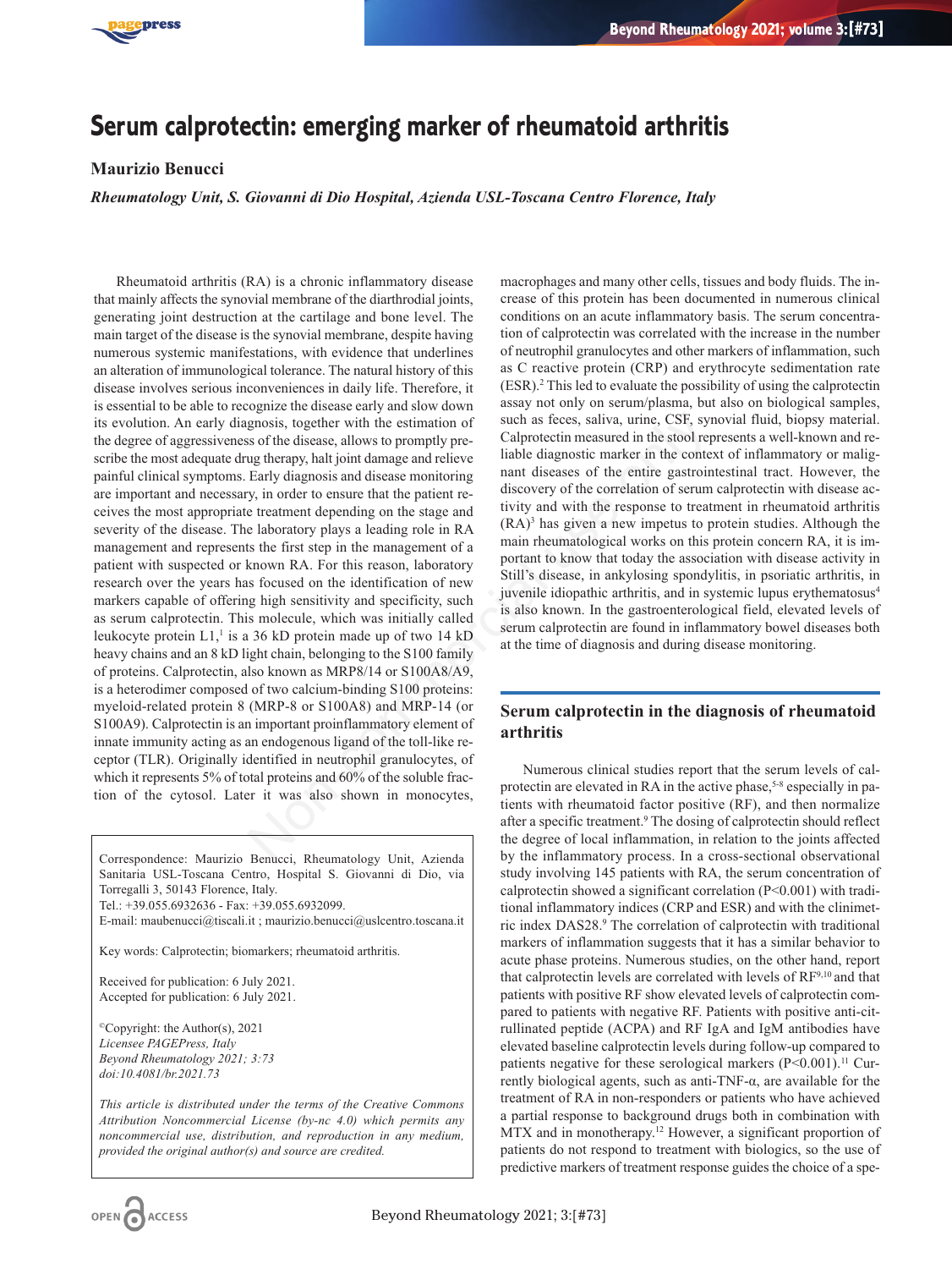# Serum calprotectin: emerging marker of rheumatoid arthritis

**Maurizio Benucci**

***Rheumatology Unit, S. Giovanni di Dio Hospital, Azienda USL-Toscana Centro Florence, Italy***

Rheumatoid arthritis (RA) is a chronic inflammatory disease that mainly affects the synovial membrane of the diarthrodial joints, generating joint destruction at the cartilage and bone level. The main target of the disease is the synovial membrane, despite having numerous systemic manifestations, with evidence that underlines an alteration of immunological tolerance. The natural history of this disease involves serious inconveniences in daily life. Therefore, it is essential to be able to recognize the disease early and slow down its evolution. An early diagnosis, together with the estimation of the degree of aggressiveness of the disease, allows to promptly prescribe the most adequate drug therapy, halt joint damage and relieve painful clinical symptoms. Early diagnosis and disease monitoring are important and necessary, in order to ensure that the patient receives the most appropriate treatment depending on the stage and severity of the disease. The laboratory plays a leading role in RA management and represents the first step in the management of a patient with suspected or known RA. For this reason, laboratory research over the years has focused on the identification of new markers capable of offering high sensitivity and specificity, such as serum calprotectin. This molecule, which was initially called leukocyte protein L1,[1] is a 36 kD protein made up of two 14 kD heavy chains and an 8 kD light chain, belonging to the S100 family of proteins. Calprotectin, also known as MRP8/14 or S100A8/A9, is a heterodimer composed of two calcium-binding S100 proteins: myeloid-related protein 8 (MRP-8 or S100A8) and MRP-14 (or S100A9). Calprotectin is an important proinflammatory element of innate immunity acting as an endogenous ligand of the toll-like receptor (TLR). Originally identified in neutrophil granulocytes, of which it represents 5% of total proteins and 60% of the soluble fraction of the cytosol. Later it was also shown in monocytes, macrophages and many other cells, tissues and body fluids. The increase of this protein has been documented in numerous clinical conditions on an acute inflammatory basis. The serum concentration of calprotectin was correlated with the increase in the number of neutrophil granulocytes and other markers of inflammation, such as C reactive protein (CRP) and erythrocyte sedimentation rate (ESR).[2] This led to evaluate the possibility of using the calprotectin assay not only on serum/plasma, but also on biological samples, such as feces, saliva, urine, CSF, synovial fluid, biopsy material. Calprotectin measured in the stool represents a well-known and reliable diagnostic marker in the context of inflammatory or malignant diseases of the entire gastrointestinal tract. However, the discovery of the correlation of serum calprotectin with disease activity and with the response to treatment in rheumatoid arthritis (RA)[3] has given a new impetus to protein studies. Although the main rheumatological works on this protein concern RA, it is important to know that today the association with disease activity in Still's disease, in ankylosing spondylitis, in psoriatic arthritis, in juvenile idiopathic arthritis, and in systemic lupus erythematosus[4] is also known. In the gastroenterological field, elevated levels of serum calprotectin are found in inflammatory bowel diseases both at the time of diagnosis and during disease monitoring.

Correspondence: Maurizio Benucci, Rheumatology Unit, Azienda Sanitaria USL-Toscana Centro, Hospital S. Giovanni di Dio, via Torregalli 3, 50143 Florence, Italy.
Tel.: +39.055.6932636 - Fax: +39.055.6932099.
E-mail: maubenucci@tiscali.it ; maurizio.benucci@uslcentro.toscana.it

Key words: Calprotectin; biomarkers; rheumatoid arthritis.

Received for publication: 6 July 2021.
Accepted for publication: 6 July 2021.

©Copyright: the Author(s), 2021
*Licensee PAGEPress, Italy*
*Beyond Rheumatology 2021; 3:73*
*doi:10.4081/br.2021.73*

*This article is distributed under the terms of the Creative Commons Attribution Noncommercial License (by-nc 4.0) which permits any noncommercial use, distribution, and reproduction in any medium, provided the original author(s) and source are credited.*

## Serum calprotectin in the diagnosis of rheumatoid arthritis

Numerous clinical studies report that the serum levels of calprotectin are elevated in RA in the active phase,[5-8] especially in patients with rheumatoid factor positive (RF), and then normalize after a specific treatment.[9] The dosing of calprotectin should reflect the degree of local inflammation, in relation to the joints affected by the inflammatory process. In a cross-sectional observational study involving 145 patients with RA, the serum concentration of calprotectin showed a significant correlation ($P<0.001$) with traditional inflammatory indices (CRP and ESR) and with the clinimetric index DAS28.[9] The correlation of calprotectin with traditional markers of inflammation suggests that it has a similar behavior to acute phase proteins. Numerous studies, on the other hand, report that calprotectin levels are correlated with levels of RF[9,10] and that patients with positive RF show elevated levels of calprotectin compared to patients with negative RF. Patients with positive anti-citrullinated peptide (ACPA) and RF IgA and IgM antibodies have elevated baseline calprotectin levels during follow-up compared to patients negative for these serological markers ($P<0.001$).[11] Currently biological agents, such as anti-TNF-α, are available for the treatment of RA in non-responders or patients who have achieved a partial response to background drugs both in combination with MTX and in monotherapy.[12] However, a significant proportion of patients do not respond to treatment with biologics, so the use of predictive markers of treatment response guides the choice of a spe-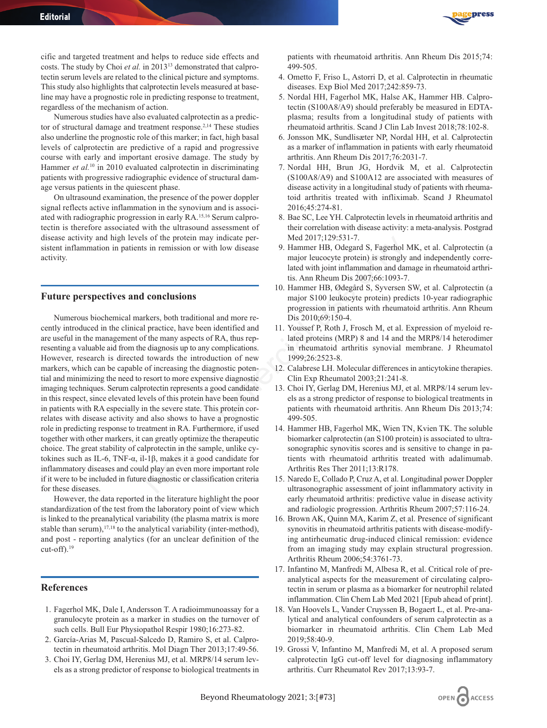cific and targeted treatment and helps to reduce side effects and costs. The study by Choi *et al.* in 2013[13] demonstrated that calprotectin serum levels are related to the clinical picture and symptoms. This study also highlights that calprotectin levels measured at baseline may have a prognostic role in predicting response to treatment, regardless of the mechanism of action.

Numerous studies have also evaluated calprotectin as a predictor of structural damage and treatment response.[2,14] These studies also underline the prognostic role of this marker; in fact, high basal levels of calprotectin are predictive of a rapid and progressive course with early and important erosive damage. The study by Hammer *et al.*[10] in 2010 evaluated calprotectin in discriminating patients with progressive radiographic evidence of structural damage versus patients in the quiescent phase.

On ultrasound examination, the presence of the power doppler signal reflects active inflammation in the synovium and is associated with radiographic progression in early RA.[15,16] Serum calprotectin is therefore associated with the ultrasound assessment of disease activity and high levels of the protein may indicate persistent inflammation in patients in remission or with low disease activity.

## Future perspectives and conclusions

Numerous biochemical markers, both traditional and more recently introduced in the clinical practice, have been identified and are useful in the management of the many aspects of RA, thus representing a valuable aid from the diagnosis up to any complications. However, research is directed towards the introduction of new markers, which can be capable of increasing the diagnostic potential and minimizing the need to resort to more expensive diagnostic imaging techniques. Serum calprotectin represents a good candidate in this respect, since elevated levels of this protein have been found in patients with RA especially in the severe state. This protein correlates with disease activity and also shows to have a prognostic role in predicting response to treatment in RA. Furthermore, if used together with other markers, it can greatly optimize the therapeutic choice. The great stability of calprotectin in the sample, unlike cytokines such as IL-6, TNF-α, il-1β, makes it a good candidate for inflammatory diseases and could play an even more important role if it were to be included in future diagnostic or classification criteria for these diseases.

However, the data reported in the literature highlight the poor standardization of the test from the laboratory point of view which is linked to the preanalytical variability (the plasma matrix is more stable than serum),[17,18] to the analytical variability (inter-method), and post - reporting analytics (for an unclear definition of the cut-off).[19]

## References

1. Fagerhol MK, Dale I, Andersson T. A radioimmunoassay for a granulocyte protein as a marker in studies on the turnover of such cells. Bull Eur Physiopathol Respir 1980;16:273-82.
2. García-Arias M, Pascual-Salcedo D, Ramiro S, et al. Calprotectin in rheumatoid arthritis. Mol Diagn Ther 2013;17:49-56.
3. Choi IY, Gerlag DM, Herenius MJ, et al. MRP8/14 serum levels as a strong predictor of response to biological treatments in patients with rheumatoid arthritis. Ann Rheum Dis 2015;74: 499-505.
4. Ometto F, Friso L, Astorri D, et al. Calprotectin in rheumatic diseases. Exp Biol Med 2017;242:859-73.
5. Nordal HH, Fagerhol MK, Halse AK, Hammer HB. Calprotectin (S100A8/A9) should preferably be measured in EDTA-plasma; results from a longitudinal study of patients with rheumatoid arthritis. Scand J Clin Lab Invest 2018;78:102-8.
6. Jonsson MK, Sundlisæter NP, Nordal HH, et al. Calprotectin as a marker of inflammation in patients with early rheumatoid arthritis. Ann Rheum Dis 2017;76:2031-7.
7. Nordal HH, Brun JG, Hordvik M, et al. Calprotectin (S100A8/A9) and S100A12 are associated with measures of disease activity in a longitudinal study of patients with rheumatoid arthritis treated with infliximab. Scand J Rheumatol 2016;45:274-81.
8. Bae SC, Lee YH. Calprotectin levels in rheumatoid arthritis and their correlation with disease activity: a meta-analysis. Postgrad Med 2017;129:531-7.
9. Hammer HB, Odegard S, Fagerhol MK, et al. Calprotectin (a major leucocyte protein) is strongly and independently correlated with joint inflammation and damage in rheumatoid arthritis. Ann Rheum Dis 2007;66:1093-7.
10. Hammer HB, Ødegård S, Syversen SW, et al. Calprotectin (a major S100 leukocyte protein) predicts 10-year radiographic progression in patients with rheumatoid arthritis. Ann Rheum Dis 2010;69:150-4.
11. Youssef P, Roth J, Frosch M, et al. Expression of myeloid related proteins (MRP) 8 and 14 and the MRP8/14 heterodimer in rheumatoid arthritis synovial membrane. J Rheumatol 1999;26:2523-8.
12. Calabrese LH. Molecular differences in anticytokine therapies. Clin Exp Rheumatol 2003;21:241-8.
13. Choi IY, Gerlag DM, Herenius MJ, et al. MRP8/14 serum levels as a strong predictor of response to biological treatments in patients with rheumatoid arthritis. Ann Rheum Dis 2013;74: 499-505.
14. Hammer HB, Fagerhol MK, Wien TN, Kvien TK. The soluble biomarker calprotectin (an S100 protein) is associated to ultrasonographic synovitis scores and is sensitive to change in patients with rheumatoid arthritis treated with adalimumab. Arthritis Res Ther 2011;13:R178.
15. Naredo E, Collado P, Cruz A, et al. Longitudinal power Doppler ultrasonographic assessment of joint inflammatory activity in early rheumatoid arthritis: predictive value in disease activity and radiologic progression. Arthritis Rheum 2007;57:116-24.
16. Brown AK, Quinn MA, Karim Z, et al. Presence of significant synovitis in rheumatoid arthritis patients with disease-modifying antirheumatic drug-induced clinical remission: evidence from an imaging study may explain structural progression. Arthritis Rheum 2006;54:3761-73.
17. Infantino M, Manfredi M, Albesa R, et al. Critical role of preanalytical aspects for the measurement of circulating calprotectin in serum or plasma as a biomarker for neutrophil related inflammation. Clin Chem Lab Med 2021 [Epub ahead of print].
18. Van Hoovels L, Vander Cruyssen B, Bogaert L, et al. Pre-analytical and analytical confounders of serum calprotectin as a biomarker in rheumatoid arthritis. Clin Chem Lab Med 2019;58:40-9.
19. Grossi V, Infantino M, Manfredi M, et al. A proposed serum calprotectin IgG cut-off level for diagnosing inflammatory arthritis. Curr Rheumatol Rev 2017;13:93-7.